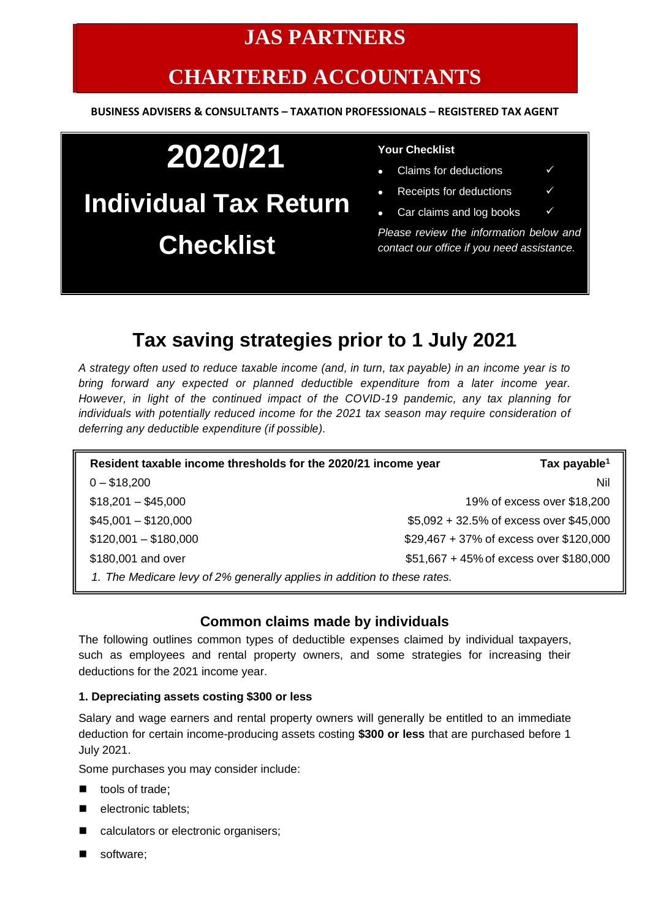# JAS PARTNERS

# CHARTERED ACCOUNTANTS

**BUSINESS ADVISERS & CONSULTANTS – TAXATION PROFESSIONALS – REGISTERED TAX AGENT**

# 2020/21

# Individual Tax Return Checklist

**Your Checklist**

- Claims for deductions ✓
- Receipts for deductions ✓
- Car claims and log books ✓

*Please review the information below and contact our office if you need assistance.*

## Tax saving strategies prior to 1 July 2021

*A strategy often used to reduce taxable income (and, in turn, tax payable) in an income year is to bring forward any expected or planned deductible expenditure from a later income year. However, in light of the continued impact of the COVID-19 pandemic, any tax planning for individuals with potentially reduced income for the 2021 tax season may require consideration of deferring any deductible expenditure (if possible).*

| Resident taxable income thresholds for the 2020/21 income year | Tax payable[1] |
|---|---|
| 0 – $18,200 | Nil |
| $18,201 – $45,000 | 19% of excess over $18,200 |
| $45,001 – $120,000 | $5,092 + 32.5% of excess over $45,000 |
| $120,001 – $180,000 | $29,467 + 37% of excess over $120,000 |
| $180,001 and over | $51,667 + 45% of excess over $180,000 |

*1. The Medicare levy of 2% generally applies in addition to these rates.*

### Common claims made by individuals

The following outlines common types of deductible expenses claimed by individual taxpayers, such as employees and rental property owners, and some strategies for increasing their deductions for the 2021 income year.

#### 1. Depreciating assets costing $300 or less

Salary and wage earners and rental property owners will generally be entitled to an immediate deduction for certain income-producing assets costing **$300 or less** that are purchased before 1 July 2021.

Some purchases you may consider include:

- tools of trade;
- electronic tablets;
- calculators or electronic organisers;
- software;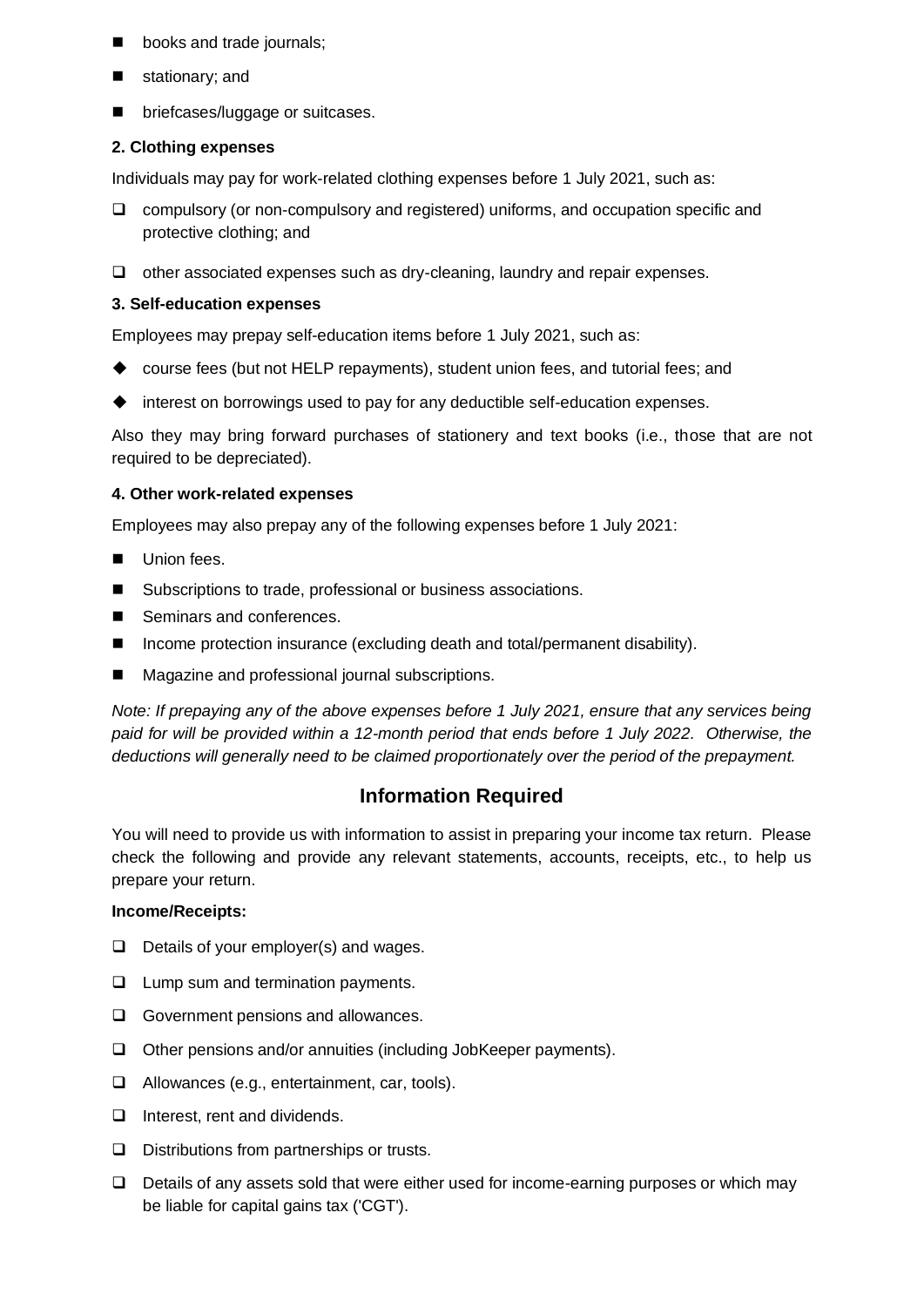- books and trade journals;
- stationary; and
- briefcases/luggage or suitcases.

**2. Clothing expenses**

Individuals may pay for work-related clothing expenses before 1 July 2021, such as:

- compulsory (or non-compulsory and registered) uniforms, and occupation specific and protective clothing; and
- other associated expenses such as dry-cleaning, laundry and repair expenses.

**3. Self-education expenses**

Employees may prepay self-education items before 1 July 2021, such as:

- course fees (but not HELP repayments), student union fees, and tutorial fees; and
- interest on borrowings used to pay for any deductible self-education expenses.

Also they may bring forward purchases of stationery and text books (i.e., those that are not required to be depreciated).

**4. Other work-related expenses**

Employees may also prepay any of the following expenses before 1 July 2021:

- Union fees.
- Subscriptions to trade, professional or business associations.
- Seminars and conferences.
- Income protection insurance (excluding death and total/permanent disability).
- Magazine and professional journal subscriptions.

*Note: If prepaying any of the above expenses before 1 July 2021, ensure that any services being paid for will be provided within a 12-month period that ends before 1 July 2022. Otherwise, the deductions will generally need to be claimed proportionately over the period of the prepayment.*

## Information Required

You will need to provide us with information to assist in preparing your income tax return. Please check the following and provide any relevant statements, accounts, receipts, etc., to help us prepare your return.

**Income/Receipts:**

- Details of your employer(s) and wages.
- Lump sum and termination payments.
- Government pensions and allowances.
- Other pensions and/or annuities (including JobKeeper payments).
- Allowances (e.g., entertainment, car, tools).
- Interest, rent and dividends.
- Distributions from partnerships or trusts.
- Details of any assets sold that were either used for income-earning purposes or which may be liable for capital gains tax ('CGT').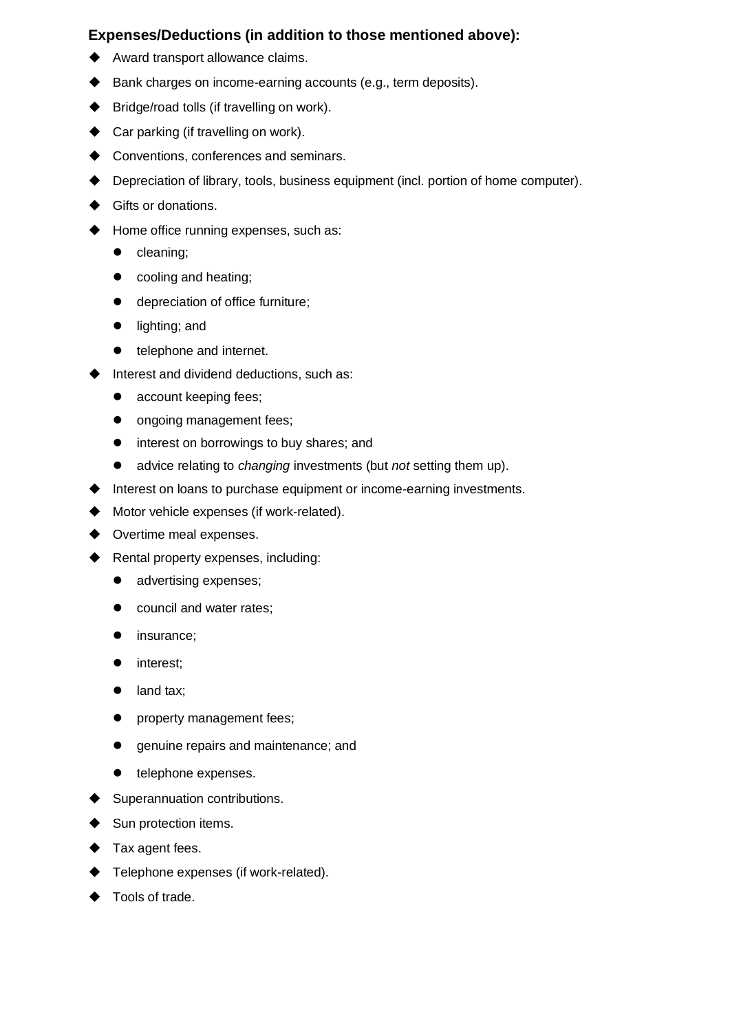**Expenses/Deductions (in addition to those mentioned above):**

- Award transport allowance claims.
- Bank charges on income-earning accounts (e.g., term deposits).
- Bridge/road tolls (if travelling on work).
- Car parking (if travelling on work).
- Conventions, conferences and seminars.
- Depreciation of library, tools, business equipment (incl. portion of home computer).
- Gifts or donations.
- Home office running expenses, such as:
  - cleaning;
  - cooling and heating;
  - depreciation of office furniture;
  - lighting; and
  - telephone and internet.
- Interest and dividend deductions, such as:
  - account keeping fees;
  - ongoing management fees;
  - interest on borrowings to buy shares; and
  - advice relating to *changing* investments (but *not* setting them up).
- Interest on loans to purchase equipment or income-earning investments.
- Motor vehicle expenses (if work-related).
- Overtime meal expenses.
- Rental property expenses, including:
  - advertising expenses;
  - council and water rates;
  - insurance;
  - interest;
  - land tax;
  - property management fees;
  - genuine repairs and maintenance; and
  - telephone expenses.
- Superannuation contributions.
- Sun protection items.
- Tax agent fees.
- Telephone expenses (if work-related).
- Tools of trade.